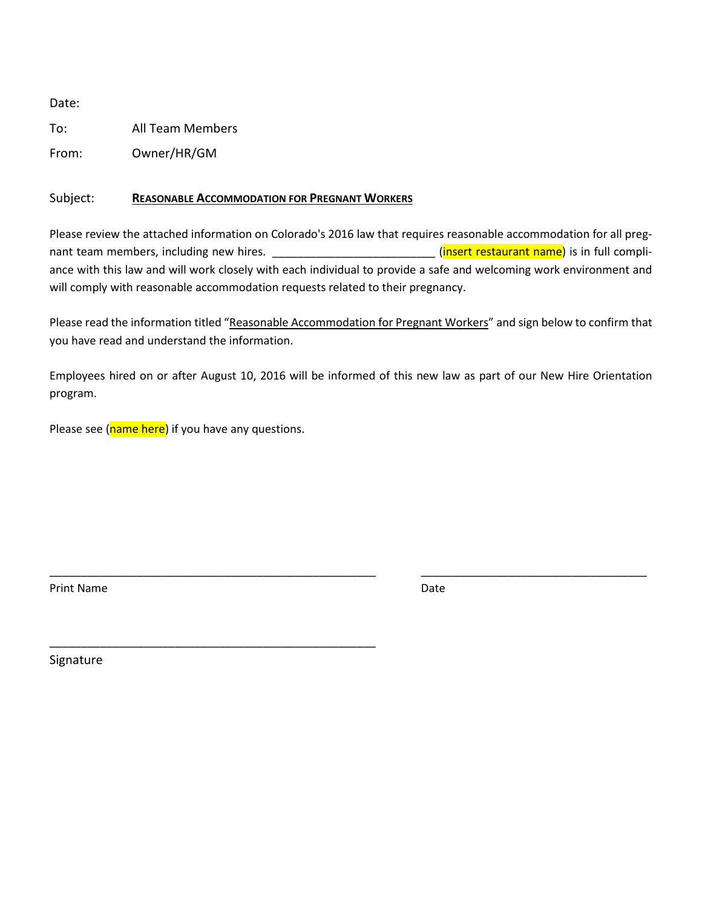Date:

To: All Team Members

From: Owner/HR/GM

Subject: **REASONABLE ACCOMMODATION FOR PREGNANT WORKERS**

Please review the attached information on Colorado's 2016 law that requires reasonable accommodation for all pregnant team members, including new hires. _________________________ (insert restaurant name) is in full compliance with this law and will work closely with each individual to provide a safe and welcoming work environment and will comply with reasonable accommodation requests related to their pregnancy.

Please read the information titled "Reasonable Accommodation for Pregnant Workers" and sign below to confirm that you have read and understand the information.

Employees hired on or after August 10, 2016 will be informed of this new law as part of our New Hire Orientation program.

Please see (name here) if you have any questions.

_____________________________________________________ _____________________________________

Print Name Date

_____________________________________________________

Signature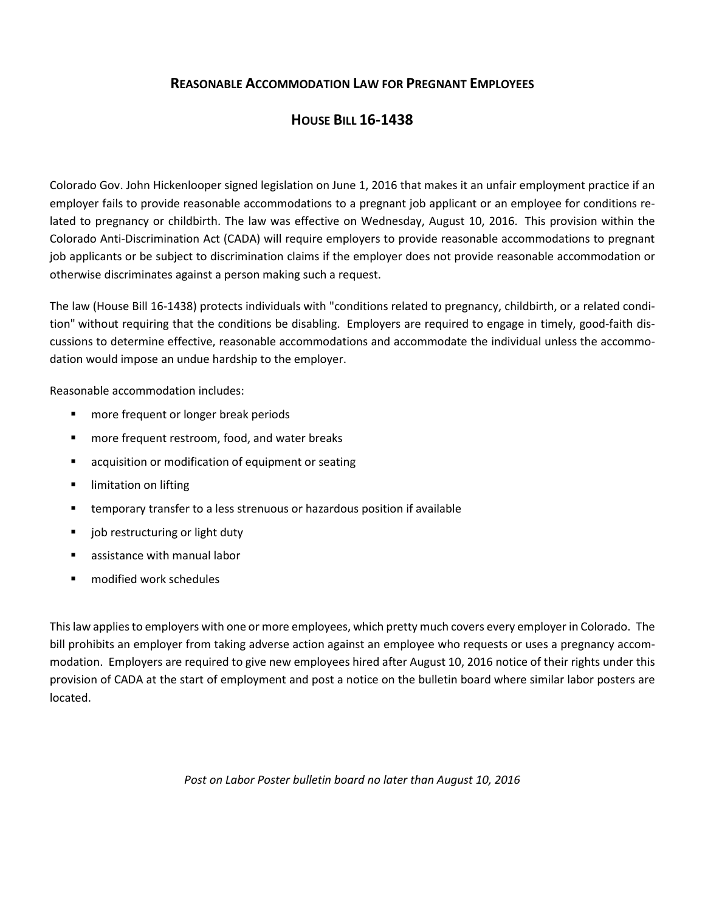## REASONABLE ACCOMMODATION LAW FOR PREGNANT EMPLOYEES

## HOUSE BILL 16-1438

Colorado Gov. John Hickenlooper signed legislation on June 1, 2016 that makes it an unfair employment practice if an employer fails to provide reasonable accommodations to a pregnant job applicant or an employee for conditions related to pregnancy or childbirth. The law was effective on Wednesday, August 10, 2016. This provision within the Colorado Anti-Discrimination Act (CADA) will require employers to provide reasonable accommodations to pregnant job applicants or be subject to discrimination claims if the employer does not provide reasonable accommodation or otherwise discriminates against a person making such a request.

The law (House Bill 16-1438) protects individuals with "conditions related to pregnancy, childbirth, or a related condition" without requiring that the conditions be disabling. Employers are required to engage in timely, good-faith discussions to determine effective, reasonable accommodations and accommodate the individual unless the accommodation would impose an undue hardship to the employer.

Reasonable accommodation includes:

- more frequent or longer break periods
- more frequent restroom, food, and water breaks
- acquisition or modification of equipment or seating
- limitation on lifting
- temporary transfer to a less strenuous or hazardous position if available
- job restructuring or light duty
- assistance with manual labor
- modified work schedules

This law applies to employers with one or more employees, which pretty much covers every employer in Colorado. The bill prohibits an employer from taking adverse action against an employee who requests or uses a pregnancy accommodation. Employers are required to give new employees hired after August 10, 2016 notice of their rights under this provision of CADA at the start of employment and post a notice on the bulletin board where similar labor posters are located.

*Post on Labor Poster bulletin board no later than August 10, 2016*